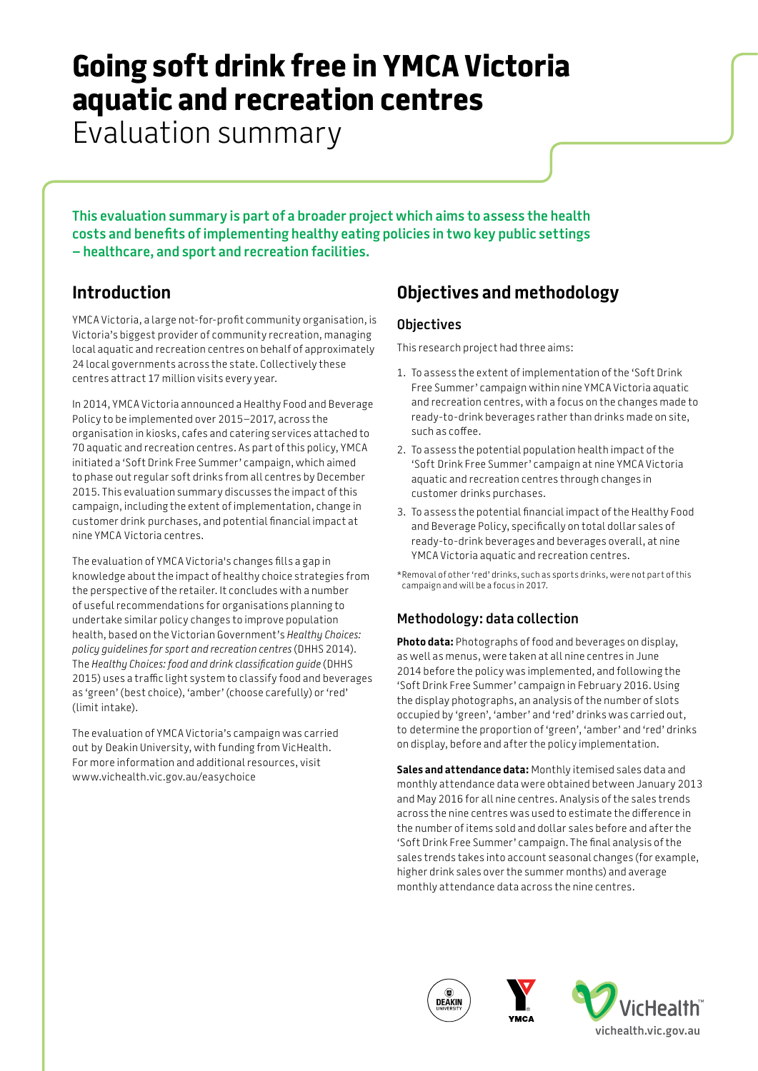# Going soft drink free in YMCA Victoria aquatic and recreation centres

Evaluation summary

**This evaluation summary is part of a broader project which aims to assess the health costs and benefits of implementing healthy eating policies in two key public settings – healthcare, and sport and recreation facilities.**

## Introduction

YMCA Victoria, a large not-for-profit community organisation, is Victoria's biggest provider of community recreation, managing local aquatic and recreation centres on behalf of approximately 24 local governments across the state. Collectively these centres attract 17 million visits every year.

In 2014, YMCA Victoria announced a Healthy Food and Beverage Policy to be implemented over 2015–2017, across the organisation in kiosks, cafes and catering services attached to 70 aquatic and recreation centres. As part of this policy, YMCA initiated a 'Soft Drink Free Summer' campaign, which aimed to phase out regular soft drinks from all centres by December 2015. This evaluation summary discusses the impact of this campaign, including the extent of implementation, change in customer drink purchases, and potential financial impact at nine YMCA Victoria centres.

The evaluation of YMCA Victoria's changes fills a gap in knowledge about the impact of healthy choice strategies from the perspective of the retailer. It concludes with a number of useful recommendations for organisations planning to undertake similar policy changes to improve population health, based on the Victorian Government's *Healthy Choices: policy guidelines for sport and recreation centres* (DHHS 2014). The *Healthy Choices: food and drink classification guide* (DHHS 2015) uses a traffic light system to classify food and beverages as 'green' (best choice), 'amber' (choose carefully) or 'red' (limit intake).

The evaluation of YMCA Victoria's campaign was carried out by Deakin University, with funding from VicHealth. For more information and additional resources, visit www.vichealth.vic.gov.au/easychoice

## Objectives and methodology

### Objectives

This research project had three aims:

1. To assess the extent of implementation of the 'Soft Drink Free Summer' campaign within nine YMCA Victoria aquatic and recreation centres, with a focus on the changes made to ready-to-drink beverages rather than drinks made on site, such as coffee.
2. To assess the potential population health impact of the 'Soft Drink Free Summer' campaign at nine YMCA Victoria aquatic and recreation centres through changes in customer drinks purchases.
3. To assess the potential financial impact of the Healthy Food and Beverage Policy, specifically on total dollar sales of ready-to-drink beverages and beverages overall, at nine YMCA Victoria aquatic and recreation centres.

*Removal of other 'red' drinks, such as sports drinks, were not part of this campaign and will be a focus in 2017.

### Methodology: data collection

**Photo data:** Photographs of food and beverages on display, as well as menus, were taken at all nine centres in June 2014 before the policy was implemented, and following the 'Soft Drink Free Summer' campaign in February 2016. Using the display photographs, an analysis of the number of slots occupied by 'green', 'amber' and 'red' drinks was carried out, to determine the proportion of 'green', 'amber' and 'red' drinks on display, before and after the policy implementation.

**Sales and attendance data:** Monthly itemised sales data and monthly attendance data were obtained between January 2013 and May 2016 for all nine centres. Analysis of the sales trends across the nine centres was used to estimate the difference in the number of items sold and dollar sales before and after the 'Soft Drink Free Summer' campaign. The final analysis of the sales trends takes into account seasonal changes (for example, higher drink sales over the summer months) and average monthly attendance data across the nine centres.

vichealth.vic.gov.au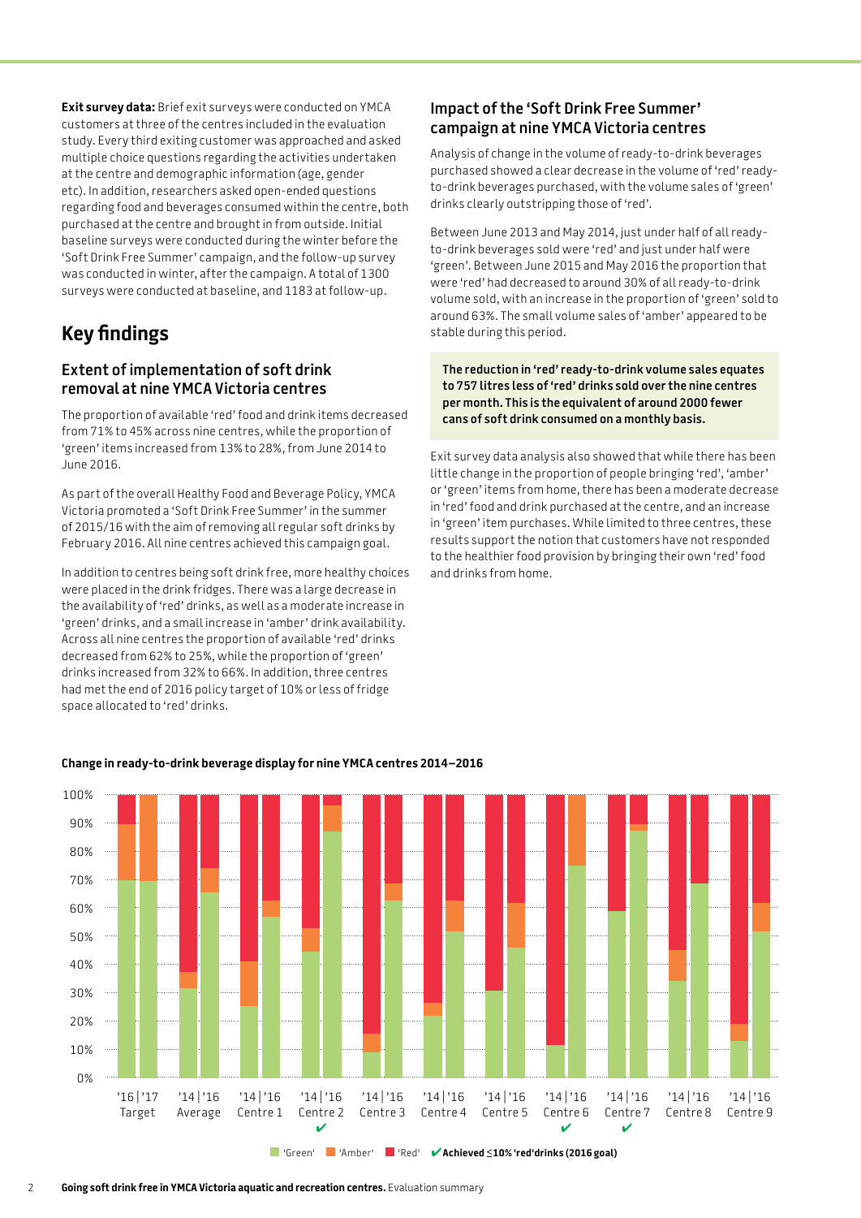**Exit survey data:** Brief exit surveys were conducted on YMCA customers at three of the centres included in the evaluation study. Every third exiting customer was approached and asked multiple choice questions regarding the activities undertaken at the centre and demographic information (age, gender etc). In addition, researchers asked open-ended questions regarding food and beverages consumed within the centre, both purchased at the centre and brought in from outside. Initial baseline surveys were conducted during the winter before the 'Soft Drink Free Summer' campaign, and the follow-up survey was conducted in winter, after the campaign. A total of 1300 surveys were conducted at baseline, and 1183 at follow-up.

# Key findings

## Extent of implementation of soft drink removal at nine YMCA Victoria centres

The proportion of available 'red' food and drink items decreased from 71% to 45% across nine centres, while the proportion of 'green' items increased from 13% to 28%, from June 2014 to June 2016.

As part of the overall Healthy Food and Beverage Policy, YMCA Victoria promoted a 'Soft Drink Free Summer' in the summer of 2015/16 with the aim of removing all regular soft drinks by February 2016. All nine centres achieved this campaign goal.

In addition to centres being soft drink free, more healthy choices were placed in the drink fridges. There was a large decrease in the availability of 'red' drinks, as well as a moderate increase in 'green' drinks, and a small increase in 'amber' drink availability. Across all nine centres the proportion of available 'red' drinks decreased from 62% to 25%, while the proportion of 'green' drinks increased from 32% to 66%. In addition, three centres had met the end of 2016 policy target of 10% or less of fridge space allocated to 'red' drinks.

## Impact of the 'Soft Drink Free Summer' campaign at nine YMCA Victoria centres

Analysis of change in the volume of ready-to-drink beverages purchased showed a clear decrease in the volume of 'red' ready-to-drink beverages purchased, with the volume sales of 'green' drinks clearly outstripping those of 'red'.

Between June 2013 and May 2014, just under half of all ready-to-drink beverages sold were 'red' and just under half were 'green'. Between June 2015 and May 2016 the proportion that were 'red' had decreased to around 30% of all ready-to-drink volume sold, with an increase in the proportion of 'green' sold to around 63%. The small volume sales of 'amber' appeared to be stable during this period.

**The reduction in 'red' ready-to-drink volume sales equates to 757 litres less of 'red' drinks sold over the nine centres per month. This is the equivalent of around 2000 fewer cans of soft drink consumed on a monthly basis.**

Exit survey data analysis also showed that while there has been little change in the proportion of people bringing 'red', 'amber' or 'green' items from home, there has been a moderate decrease in 'red' food and drink purchased at the centre, and an increase in 'green' item purchases. While limited to three centres, these results support the notion that customers have not responded to the healthier food provision by bringing their own 'red' food and drinks from home.

**Change in ready-to-drink beverage display for nine YMCA centres 2014–2016**

'Green' 'Amber' 'Red' ✔ **Achieved ≤10% 'red' drinks (2016 goal)**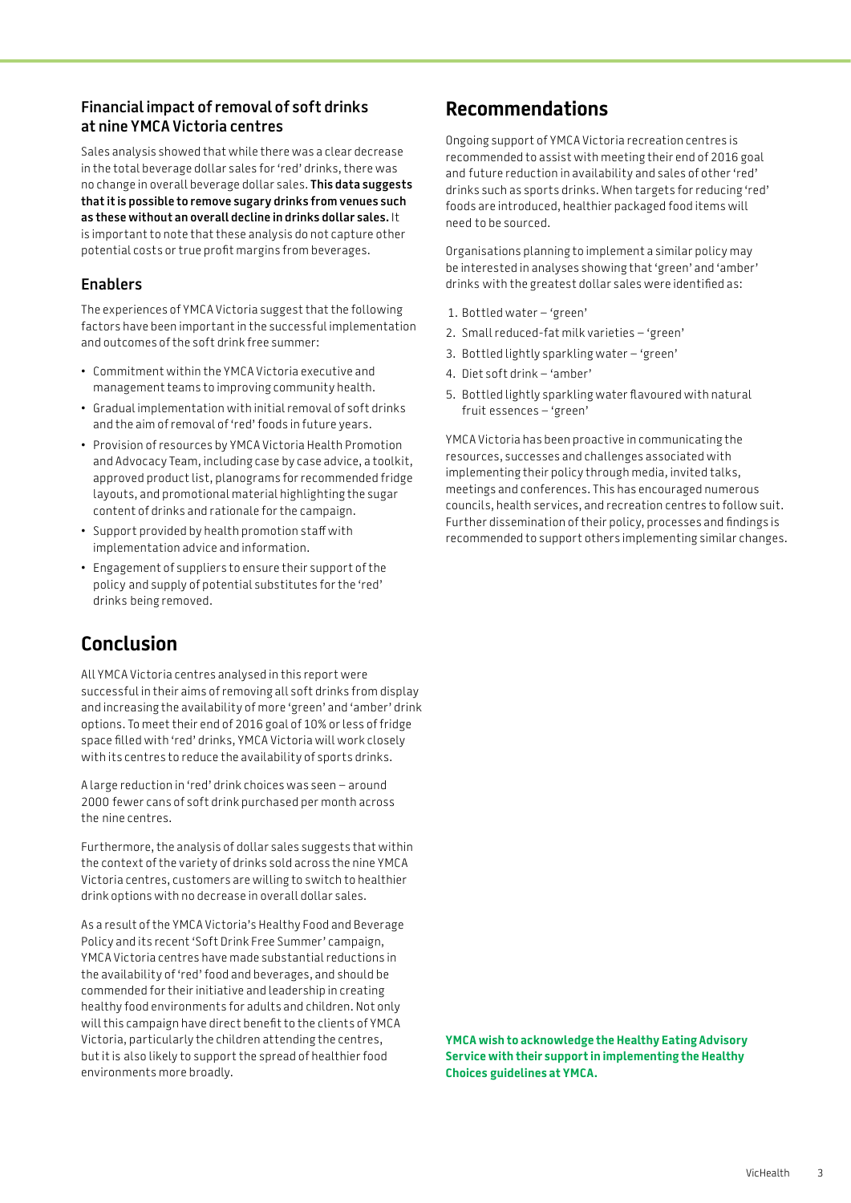### Financial impact of removal of soft drinks at nine YMCA Victoria centres

Sales analysis showed that while there was a clear decrease in the total beverage dollar sales for 'red' drinks, there was no change in overall beverage dollar sales. **This data suggests that it is possible to remove sugary drinks from venues such as these without an overall decline in drinks dollar sales.** It is important to note that these analysis do not capture other potential costs or true profit margins from beverages.

### Enablers

The experiences of YMCA Victoria suggest that the following factors have been important in the successful implementation and outcomes of the soft drink free summer:

- Commitment within the YMCA Victoria executive and management teams to improving community health.
- Gradual implementation with initial removal of soft drinks and the aim of removal of 'red' foods in future years.
- Provision of resources by YMCA Victoria Health Promotion and Advocacy Team, including case by case advice, a toolkit, approved product list, planograms for recommended fridge layouts, and promotional material highlighting the sugar content of drinks and rationale for the campaign.
- Support provided by health promotion staff with implementation advice and information.
- Engagement of suppliers to ensure their support of the policy and supply of potential substitutes for the 'red' drinks being removed.

## Conclusion

All YMCA Victoria centres analysed in this report were successful in their aims of removing all soft drinks from display and increasing the availability of more 'green' and 'amber' drink options. To meet their end of 2016 goal of 10% or less of fridge space filled with 'red' drinks, YMCA Victoria will work closely with its centres to reduce the availability of sports drinks.

A large reduction in 'red' drink choices was seen – around 2000 fewer cans of soft drink purchased per month across the nine centres.

Furthermore, the analysis of dollar sales suggests that within the context of the variety of drinks sold across the nine YMCA Victoria centres, customers are willing to switch to healthier drink options with no decrease in overall dollar sales.

As a result of the YMCA Victoria's Healthy Food and Beverage Policy and its recent 'Soft Drink Free Summer' campaign, YMCA Victoria centres have made substantial reductions in the availability of 'red' food and beverages, and should be commended for their initiative and leadership in creating healthy food environments for adults and children. Not only will this campaign have direct benefit to the clients of YMCA Victoria, particularly the children attending the centres, but it is also likely to support the spread of healthier food environments more broadly.

## Recommendations

Ongoing support of YMCA Victoria recreation centres is recommended to assist with meeting their end of 2016 goal and future reduction in availability and sales of other 'red' drinks such as sports drinks. When targets for reducing 'red' foods are introduced, healthier packaged food items will need to be sourced.

Organisations planning to implement a similar policy may be interested in analyses showing that 'green' and 'amber' drinks with the greatest dollar sales were identified as:

1. Bottled water – 'green'
2. Small reduced-fat milk varieties – 'green'
3. Bottled lightly sparkling water – 'green'
4. Diet soft drink – 'amber'
5. Bottled lightly sparkling water flavoured with natural fruit essences – 'green'

YMCA Victoria has been proactive in communicating the resources, successes and challenges associated with implementing their policy through media, invited talks, meetings and conferences. This has encouraged numerous councils, health services, and recreation centres to follow suit. Further dissemination of their policy, processes and findings is recommended to support others implementing similar changes.

**YMCA wish to acknowledge the Healthy Eating Advisory Service with their support in implementing the Healthy Choices guidelines at YMCA.**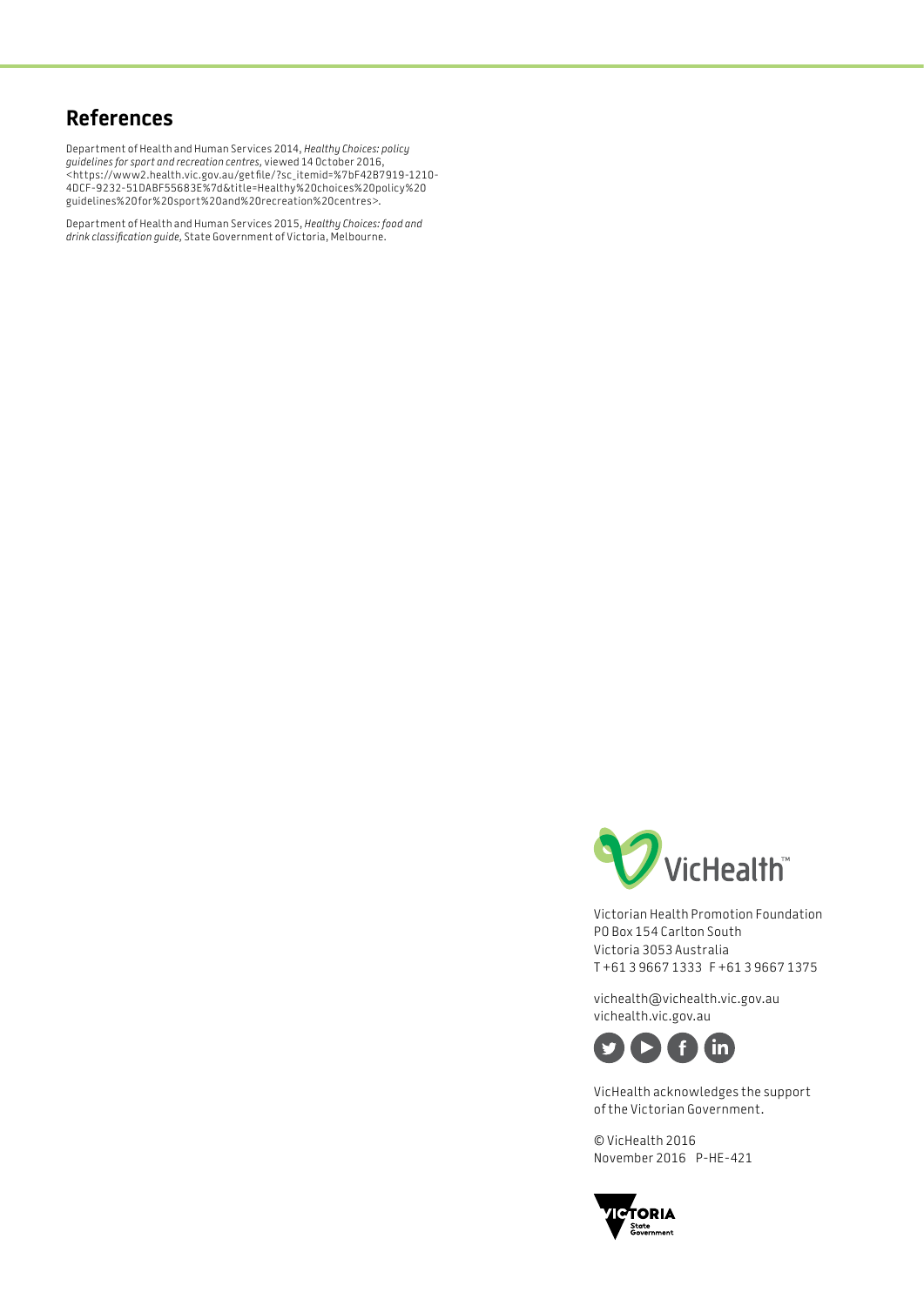## References

Department of Health and Human Services 2014, *Healthy Choices: policy guidelines for sport and recreation centres,* viewed 14 October 2016, <https://www2.health.vic.gov.au/getfile/?sc_itemid=%7bF42B7919-1210-4DCF-9232-51DABF55683E%7d&title=Healthy%20choices%20policy%20guidelines%20for%20sport%20and%20recreation%20centres>.

Department of Health and Human Services 2015, *Healthy Choices: food and drink classification guide,* State Government of Victoria, Melbourne.

VicHealth™

Victorian Health Promotion Foundation
PO Box 154 Carlton South
Victoria 3053 Australia
T +61 3 9667 1333 F +61 3 9667 1375

vichealth@vichealth.vic.gov.au
vichealth.vic.gov.au

VicHealth acknowledges the support of the Victorian Government.

© VicHealth 2016
November 2016 P-HE-421

VICTORIA State Government